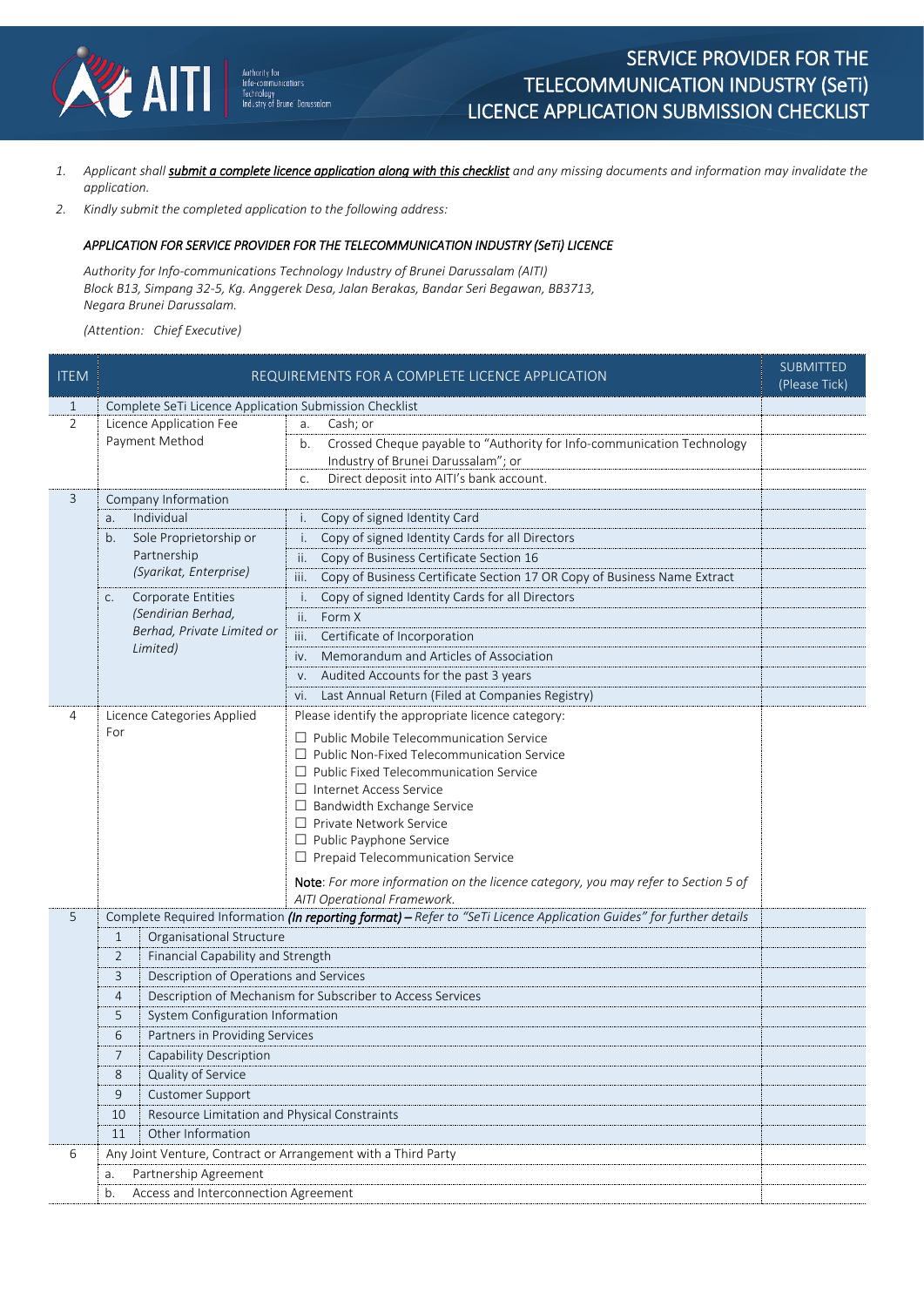# SERVICE PROVIDER FOR THE TELECOMMUNICATION INDUSTRY (SeTi) LICENCE APPLICATION SUBMISSION CHECKLIST

AITI — Authority for Info-communications Technology Industry of Brunei Darussalam

1. *Applicant shall **submit a complete licence application along with this checklist** and any missing documents and information may invalidate the application.*
2. *Kindly submit the completed application to the following address:*

***APPLICATION FOR SERVICE PROVIDER FOR THE TELECOMMUNICATION INDUSTRY (SeTi) LICENCE***

*Authority for Info-communications Technology Industry of Brunei Darussalam (AITI)*
*Block B13, Simpang 32-5, Kg. Anggerek Desa, Jalan Berakas, Bandar Seri Begawan, BB3713,*
*Negara Brunei Darussalam.*

*(Attention: Chief Executive)*

| ITEM | REQUIREMENTS FOR A COMPLETE LICENCE APPLICATION | | SUBMITTED (Please Tick) |
|---|---|---|---|
| 1 | Complete SeTi Licence Application Submission Checklist | | |
| 2 | Licence Application Fee Payment Method | a. Cash; or | |
| | | b. Crossed Cheque payable to "Authority for Info-communication Technology Industry of Brunei Darussalam"; or | |
| | | c. Direct deposit into AITI's bank account. | |
| 3 | Company Information | | |
| | a. Individual | i. Copy of signed Identity Card | |
| | b. Sole Proprietorship or Partnership *(Syarikat, Enterprise)* | i. Copy of signed Identity Cards for all Directors | |
| | | ii. Copy of Business Certificate Section 16 | |
| | | iii. Copy of Business Certificate Section 17 OR Copy of Business Name Extract | |
| | c. Corporate Entities *(Sendirian Berhad, Berhad, Private Limited or Limited)* | i. Copy of signed Identity Cards for all Directors | |
| | | ii. Form X | |
| | | iii. Certificate of Incorporation | |
| | | iv. Memorandum and Articles of Association | |
| | | v. Audited Accounts for the past 3 years | |
| | | vi. Last Annual Return (Filed at Companies Registry) | |
| 4 | Licence Categories Applied For | Please identify the appropriate licence category:<br>☐ Public Mobile Telecommunication Service<br>☐ Public Non-Fixed Telecommunication Service<br>☐ Public Fixed Telecommunication Service<br>☐ Internet Access Service<br>☐ Bandwidth Exchange Service<br>☐ Private Network Service<br>☐ Public Payphone Service<br>☐ Prepaid Telecommunication Service<br><br>**Note**: *For more information on the licence category, you may refer to Section 5 of AITI Operational Framework.* | |
| 5 | Complete Required Information ***(In reporting format)*** *– Refer to "SeTi Licence Application Guides" for further details* | | |
| | 1 | Organisational Structure | |
| | 2 | Financial Capability and Strength | |
| | 3 | Description of Operations and Services | |
| | 4 | Description of Mechanism for Subscriber to Access Services | |
| | 5 | System Configuration Information | |
| | 6 | Partners in Providing Services | |
| | 7 | Capability Description | |
| | 8 | Quality of Service | |
| | 9 | Customer Support | |
| | 10 | Resource Limitation and Physical Constraints | |
| | 11 | Other Information | |
| 6 | Any Joint Venture, Contract or Arrangement with a Third Party | | |
| | a. Partnership Agreement | | |
| | b. Access and Interconnection Agreement | | |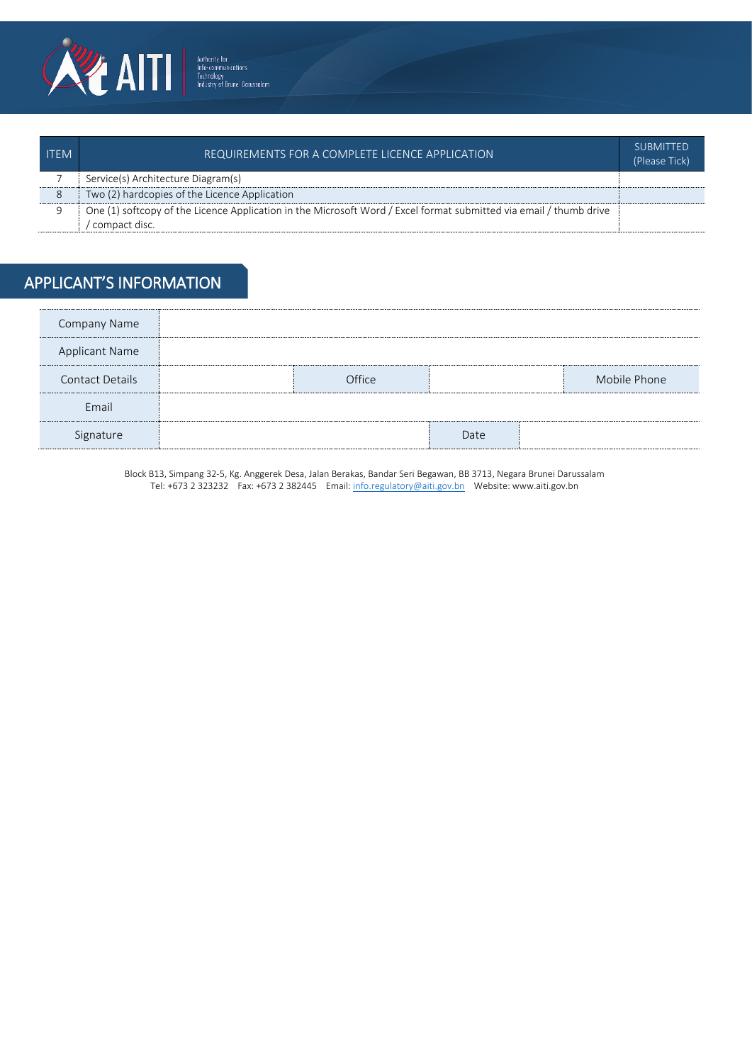| ITEM | REQUIREMENTS FOR A COMPLETE LICENCE APPLICATION | SUBMITTED (Please Tick) |
|---|---|---|
| 7 | Service(s) Architecture Diagram(s) | |
| 8 | Two (2) hardcopies of the Licence Application | |
| 9 | One (1) softcopy of the Licence Application in the Microsoft Word / Excel format submitted via email / thumb drive / compact disc. | |

## APPLICANT'S INFORMATION

| | | | | |
|---|---|---|---|---|
| Company Name | | | | |
| Applicant Name | | | | |
| Contact Details | | Office | | Mobile Phone |
| Email | | | | |
| Signature | | | Date | |

Block B13, Simpang 32-5, Kg. Anggerek Desa, Jalan Berakas, Bandar Seri Begawan, BB 3713, Negara Brunei Darussalam
Tel: +673 2 323232 Fax: +673 2 382445 Email: info.regulatory@aiti.gov.bn Website: www.aiti.gov.bn